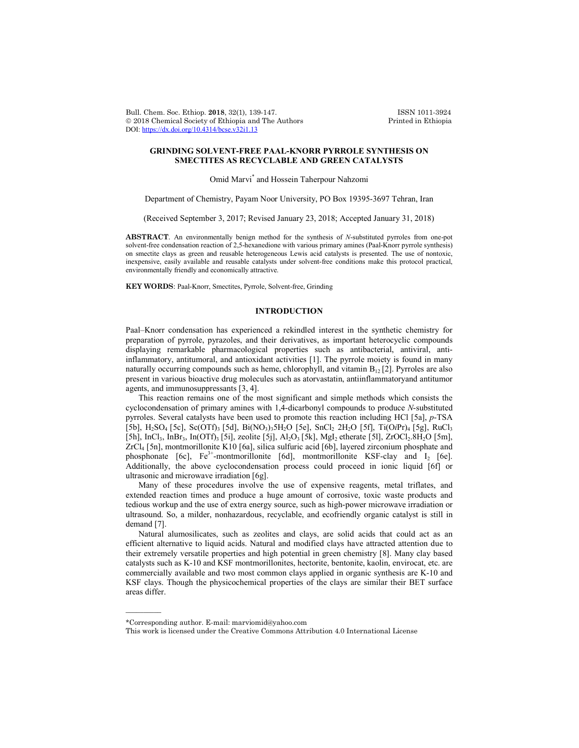# GRINDING SOLVENT-FREE PAAL-KNORR PYRROLE SYNTHESIS ON SMECTITES AS RECYCLABLE AND GREEN CATALYSTS

Omid Marvi* and Hossein Taherpour Nahzomi

Department of Chemistry, Payam Noor University, PO Box 19395-3697 Tehran, Iran

(Received September 3, 2017; Revised January 23, 2018; Accepted January 31, 2018)

**ABSTRACT**. An environmentally benign method for the synthesis of *N*-substituted pyrroles from one-pot solvent-free condensation reaction of 2,5-hexanedione with various primary amines (Paal-Knorr pyrrole synthesis) on smectite clays as green and reusable heterogeneous Lewis acid catalysts is presented. The use of nontoxic, inexpensive, easily available and reusable catalysts under solvent-free conditions make this protocol practical, environmentally friendly and economically attractive.

**KEY WORDS**: Paal-Knorr, Smectites, Pyrrole, Solvent-free, Grinding

## INTRODUCTION

Paal–Knorr condensation has experienced a rekindled interest in the synthetic chemistry for preparation of pyrrole, pyrazoles, and their derivatives, as important heterocyclic compounds displaying remarkable pharmacological properties such as antibacterial, antiviral, anti-inflammatory, antitumoral, and antioxidant activities [1]. The pyrrole moiety is found in many naturally occurring compounds such as heme, chlorophyll, and vitamin $B_{12}$ [2]. Pyrroles are also present in various bioactive drug molecules such as atorvastatin, antiinflammatoryand antitumor agents, and immunosuppressants [3, 4].

This reaction remains one of the most significant and simple methods which consists the cyclocondensation of primary amines with 1,4-dicarbonyl compounds to produce *N*-substituted pyrroles. Several catalysts have been used to promote this reaction including HCl [5a], *p*-TSA [5b], $H_2SO_4$ [5c], $Sc(OTf)_3$ [5d], $Bi(NO_3)_3 5H_2O$ [5e], $SnCl_2$ $2H_2O$ [5f], $Ti(OiPr)_4$ [5g], $RuCl_3$ [5h], $InCl_3$, $InBr_3$, $In(OTf)_3$ [5i], zeolite [5j], $Al_2O_3$ [5k], $MgI_2$ etherate [5l], $ZrOCl_2.8H_2O$ [5m], $ZrCl_4$ [5n], montmorillonite K10 [6a], silica sulfuric acid [6b], layered zirconium phosphate and phosphonate [6c], $Fe^{3+}$-montmorillonite [6d], montmorillonite KSF-clay and $I_2$ [6e]. Additionally, the above cyclocondensation process could proceed in ionic liquid [6f] or ultrasonic and microwave irradiation [6g].

Many of these procedures involve the use of expensive reagents, metal triflates, and extended reaction times and produce a huge amount of corrosive, toxic waste products and tedious workup and the use of extra energy source, such as high-power microwave irradiation or ultrasound. So, a milder, nonhazardous, recyclable, and ecofriendly organic catalyst is still in demand [7].

Natural alumosilicates, such as zeolites and clays, are solid acids that could act as an efficient alternative to liquid acids. Natural and modified clays have attracted attention due to their extremely versatile properties and high potential in green chemistry [8]. Many clay based catalysts such as K-10 and KSF montmorillonites, hectorite, bentonite, kaolin, envirocat, etc. are commercially available and two most common clays applied in organic synthesis are K-10 and KSF clays. Though the physicochemical properties of the clays are similar their BET surface areas differ.

---

*Corresponding author. E-mail: marviomid@yahoo.com

This work is licensed under the Creative Commons Attribution 4.0 International License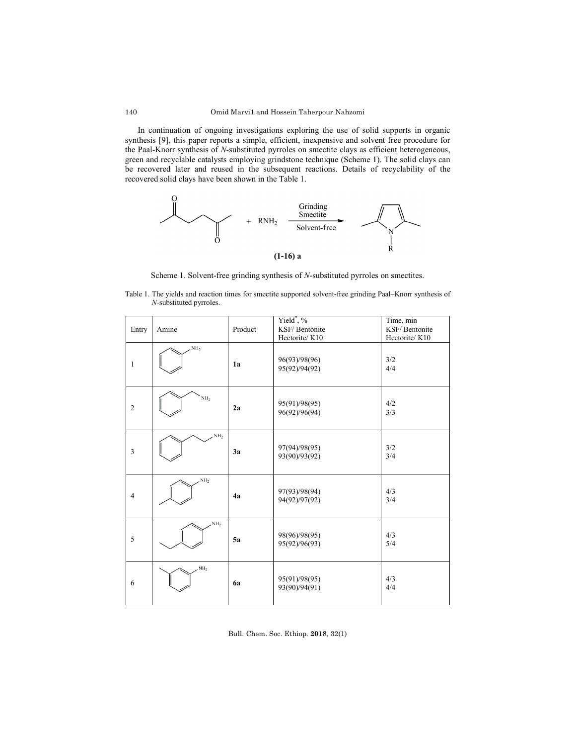In continuation of ongoing investigations exploring the use of solid supports in organic synthesis [9], this paper reports a simple, efficient, inexpensive and solvent free procedure for the Paal-Knorr synthesis of *N*-substituted pyrroles on smectite clays as efficient heterogeneous, green and recyclable catalysts employing grindstone technique (Scheme 1). The solid clays can be recovered later and reused in the subsequent reactions. Details of recyclability of the recovered solid clays have been shown in the Table 1.

Grinding
Smectite
Solvent-free
+ $RNH_2$
**(1-16) a**

Scheme 1. Solvent-free grinding synthesis of *N*-substituted pyrroles on smectites.

Table 1. The yields and reaction times for smectite supported solvent-free grinding Paal–Knorr synthesis of *N*-substituted pyrroles.

| Entry | Amine | Product | Yield*, % KSF/ Bentonite Hectorite/ K10 | Time, min KSF/ Bentonite Hectorite/ K10 |
|---|---|---|---|---|
| 1 | aniline ($NH_2$) | **1a** | 96(93)/98(96) 95(92)/94(92) | 3/2 4/4 |
| 2 | benzylamine ($NH_2$) | **2a** | 95(91)/98(95) 96(92)/96(94) | 4/2 3/3 |
| 3 | 2-phenylethylamine ($NH_2$) | **3a** | 97(94)/98(95) 93(90)/93(92) | 3/2 3/4 |
| 4 | 4-methylaniline ($NH_2$) | **4a** | 97(93)/98(94) 94(92)/97(92) | 4/3 3/4 |
| 5 | 4-ethylaniline ($NH_2$) | **5a** | 98(96)/98(95) 95(92)/96(93) | 4/3 5/4 |
| 6 | 3-methylaniline ($NH_2$) | **6a** | 95(91)/98(95) 93(90)/94(91) | 4/3 4/4 |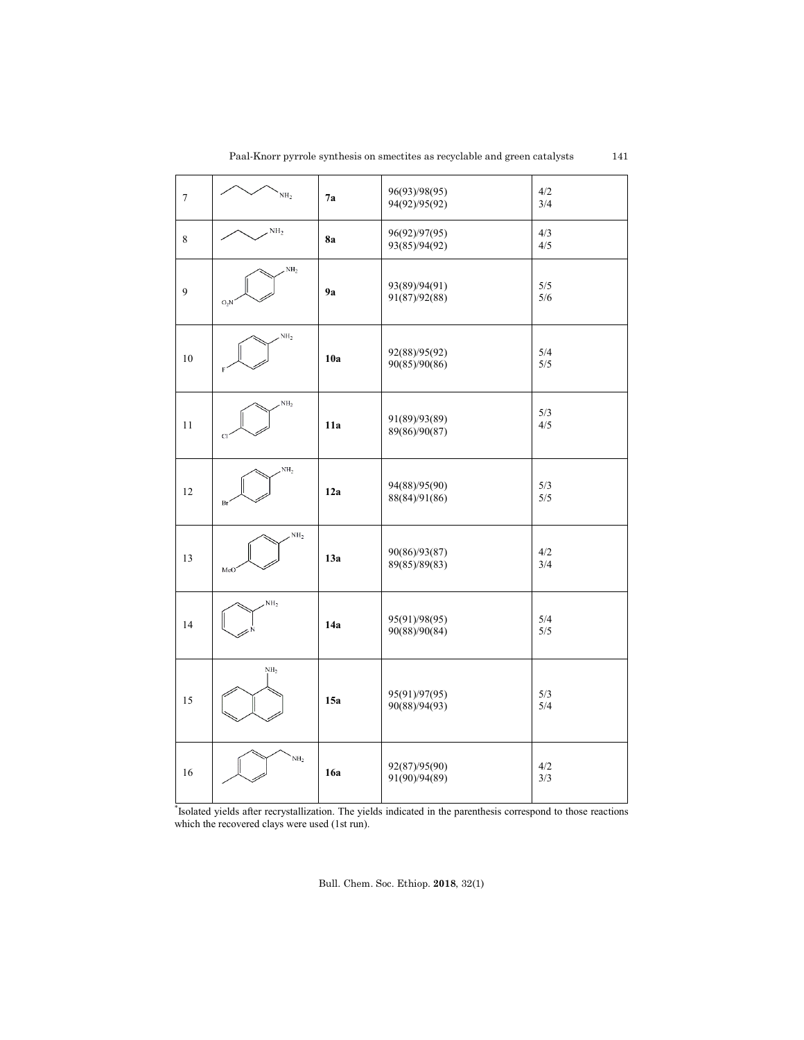| 7 | $CH_3CH_2CH_2CH_2NH_2$ | **7a** | 96(93)/98(95)<br>94(92)/95(92) | 4/2<br>3/4 |
|---|---|---|---|---|
| 8 | $CH_3CH_2CH_2NH_2$ | **8a** | 96(92)/97(95)<br>93(85)/94(92) | 4/3<br>4/5 |
| 9 | 4-$O_2N$-$C_6H_4$-$NH_2$ | **9a** | 93(89)/94(91)<br>91(87)/92(88) | 5/5<br>5/6 |
| 10 | 4-F-$C_6H_4$-$NH_2$ | **10a** | 92(88)/95(92)<br>90(85)/90(86) | 5/4<br>5/5 |
| 11 | 4-Cl-$C_6H_4$-$NH_2$ | **11a** | 91(89)/93(89)<br>89(86)/90(87) | 5/3<br>4/5 |
| 12 | 4-Br-$C_6H_4$-$NH_2$ | **12a** | 94(88)/95(90)<br>88(84)/91(86) | 5/3<br>5/5 |
| 13 | 4-MeO-$C_6H_4$-$NH_2$ | **13a** | 90(86)/93(87)<br>89(85)/89(83) | 4/2<br>3/4 |
| 14 | 2-aminopyridine | **14a** | 95(91)/98(95)<br>90(88)/90(84) | 5/4<br>5/5 |
| 15 | 1-naphthylamine | **15a** | 95(91)/97(95)<br>90(88)/94(93) | 5/3<br>5/4 |
| 16 | 4-$CH_3$-$C_6H_4$-$CH_2NH_2$ | **16a** | 92(87)/95(90)<br>91(90)/94(89) | 4/2<br>3/3 |

*Isolated yields after recrystallization. The yields indicated in the parenthesis correspond to those reactions which the recovered clays were used (1st run).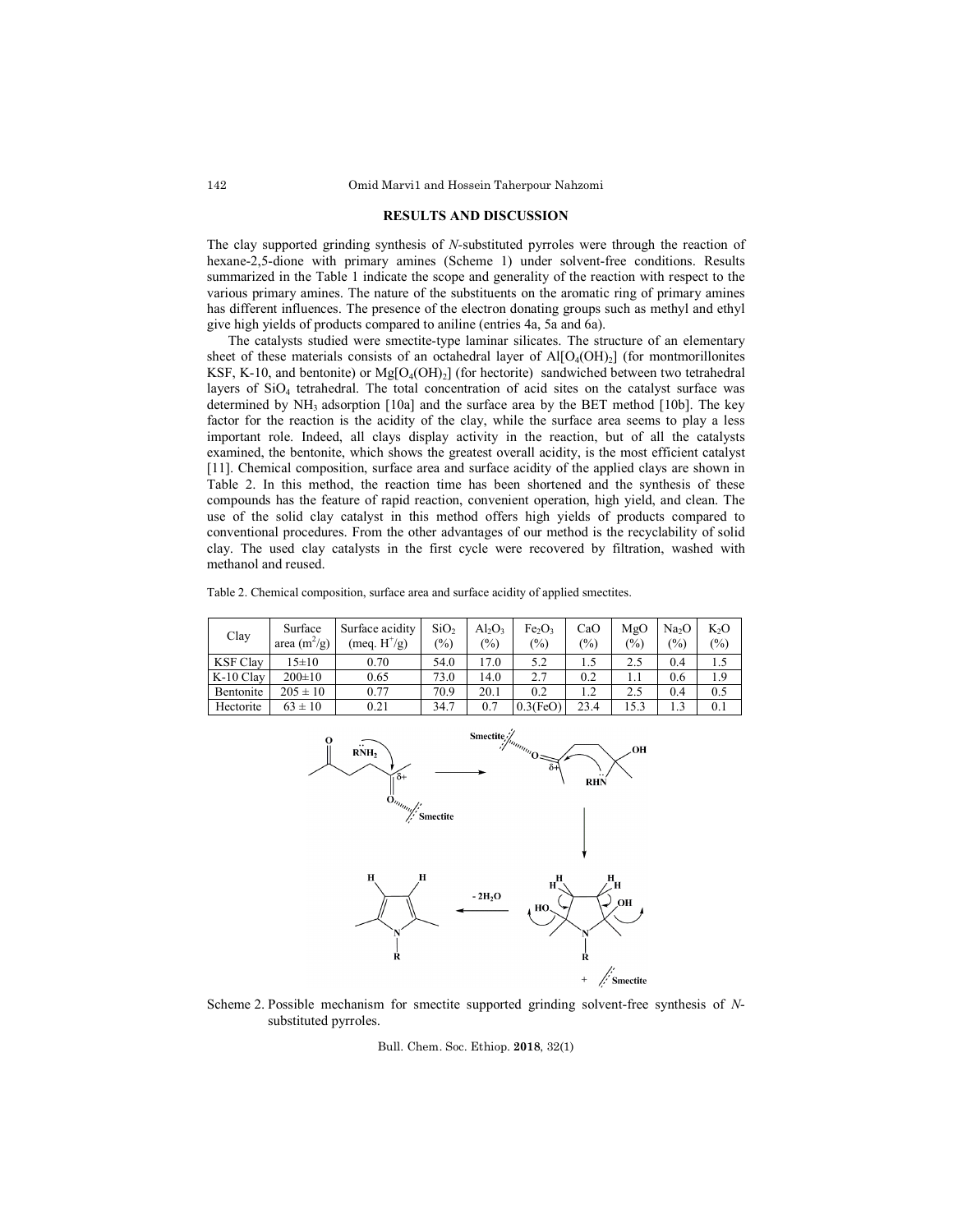## RESULTS AND DISCUSSION

The clay supported grinding synthesis of *N*-substituted pyrroles were through the reaction of hexane-2,5-dione with primary amines (Scheme 1) under solvent-free conditions. Results summarized in the Table 1 indicate the scope and generality of the reaction with respect to the various primary amines. The nature of the substituents on the aromatic ring of primary amines has different influences. The presence of the electron donating groups such as methyl and ethyl give high yields of products compared to aniline (entries 4a, 5a and 6a).

The catalysts studied were smectite-type laminar silicates. The structure of an elementary sheet of these materials consists of an octahedral layer of $Al[O_4(OH)_2]$ (for montmorillonites KSF, K-10, and bentonite) or $Mg[O_4(OH)_2]$ (for hectorite) sandwiched between two tetrahedral layers of $SiO_4$ tetrahedral. The total concentration of acid sites on the catalyst surface was determined by $NH_3$ adsorption [10a] and the surface area by the BET method [10b]. The key factor for the reaction is the acidity of the clay, while the surface area seems to play a less important role. Indeed, all clays display activity in the reaction, but of all the catalysts examined, the bentonite, which shows the greatest overall acidity, is the most efficient catalyst [11]. Chemical composition, surface area and surface acidity of the applied clays are shown in Table 2. In this method, the reaction time has been shortened and the synthesis of these compounds has the feature of rapid reaction, convenient operation, high yield, and clean. The use of the solid clay catalyst in this method offers high yields of products compared to conventional procedures. From the other advantages of our method is the recyclability of solid clay. The used clay catalysts in the first cycle were recovered by filtration, washed with methanol and reused.

Table 2. Chemical composition, surface area and surface acidity of applied smectites.

| Clay | Surface area ($m^2/g$) | Surface acidity (meq. $H^+/g$) | $SiO_2$ (%) | $Al_2O_3$ (%) | $Fe_2O_3$ (%) | CaO (%) | MgO (%) | $Na_2O$ (%) | $K_2O$ (%) |
|---|---|---|---|---|---|---|---|---|---|
| KSF Clay | 15±10 | 0.70 | 54.0 | 17.0 | 5.2 | 1.5 | 2.5 | 0.4 | 1.5 |
| K-10 Clay | 200±10 | 0.65 | 73.0 | 14.0 | 2.7 | 0.2 | 1.1 | 0.6 | 1.9 |
| Bentonite | 205 ± 10 | 0.77 | 70.9 | 20.1 | 0.2 | 1.2 | 2.5 | 0.4 | 0.5 |
| Hectorite | 63 ± 10 | 0.21 | 34.7 | 0.7 | 0.3(FeO) | 23.4 | 15.3 | 1.3 | 0.1 |

Scheme 2. Possible mechanism for smectite supported grinding solvent-free synthesis of *N*-substituted pyrroles.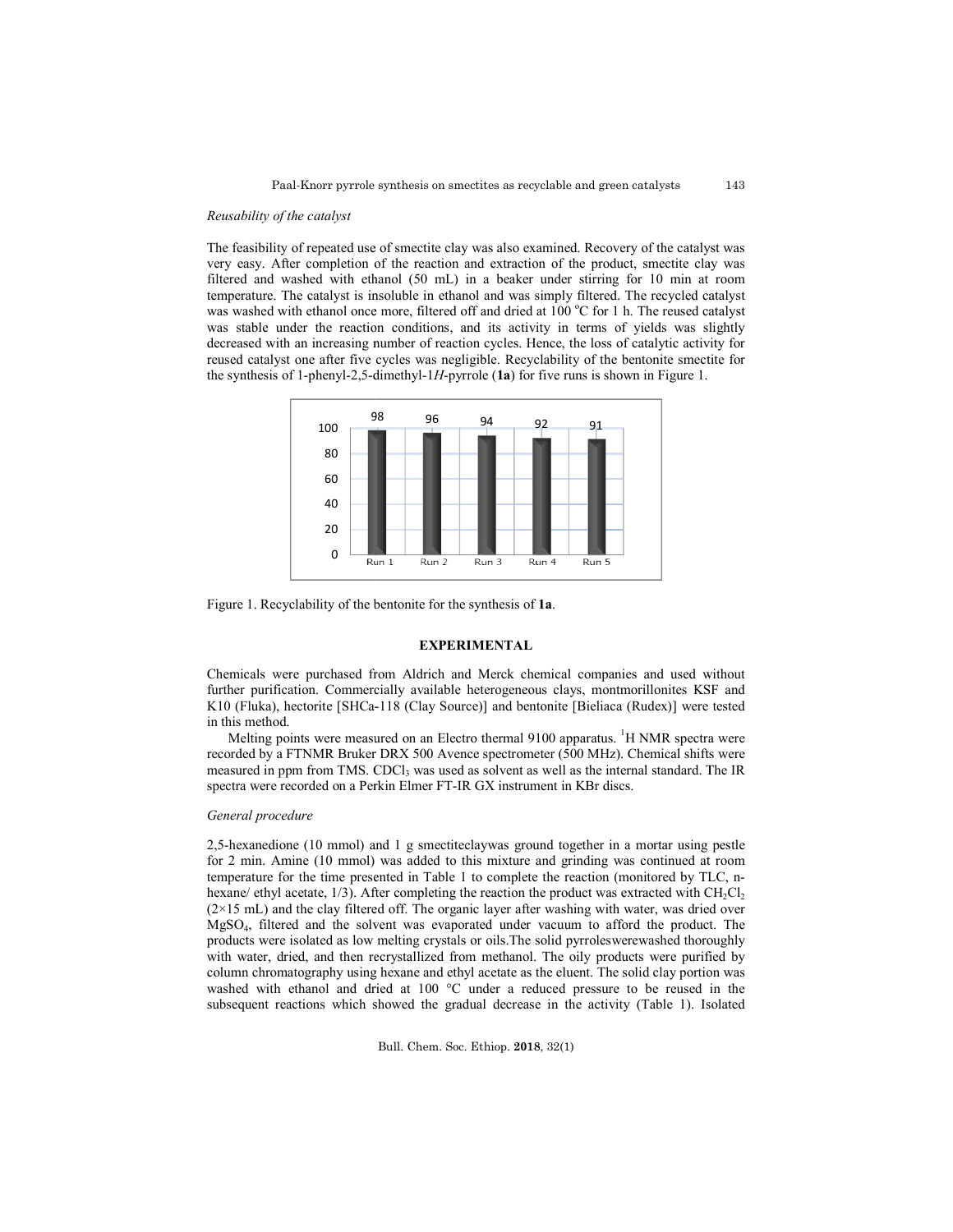*Reusability of the catalyst*

The feasibility of repeated use of smectite clay was also examined. Recovery of the catalyst was very easy. After completion of the reaction and extraction of the product, smectite clay was filtered and washed with ethanol (50 mL) in a beaker under stirring for 10 min at room temperature. The catalyst is insoluble in ethanol and was simply filtered. The recycled catalyst was washed with ethanol once more, filtered off and dried at 100 °C for 1 h. The reused catalyst was stable under the reaction conditions, and its activity in terms of yields was slightly decreased with an increasing number of reaction cycles. Hence, the loss of catalytic activity for reused catalyst one after five cycles was negligible. Recyclability of the bentonite smectite for the synthesis of 1-phenyl-2,5-dimethyl-1*H*-pyrrole (**1a**) for five runs is shown in Figure 1.

98
96
94
92
91
100
80
60
40
20
0
Run 1
Run 2
Run 3
Run 4
Run 5

Figure 1. Recyclability of the bentonite for the synthesis of **1a**.

## EXPERIMENTAL

Chemicals were purchased from Aldrich and Merck chemical companies and used without further purification. Commercially available heterogeneous clays, montmorillonites KSF and K10 (Fluka), hectorite [SHCa-118 (Clay Source)] and bentonite [Bieliaca (Rudex)] were tested in this method.

Melting points were measured on an Electro thermal 9100 apparatus. $^{1}H$ NMR spectra were recorded by a FTNMR Bruker DRX 500 Avence spectrometer (500 MHz). Chemical shifts were measured in ppm from TMS. $CDCl_3$ was used as solvent as well as the internal standard. The IR spectra were recorded on a Perkin Elmer FT-IR GX instrument in KBr discs.

*General procedure*

2,5-hexanedione (10 mmol) and 1 g smectiteclaywas ground together in a mortar using pestle for 2 min. Amine (10 mmol) was added to this mixture and grinding was continued at room temperature for the time presented in Table 1 to complete the reaction (monitored by TLC, n-hexane/ ethyl acetate, 1/3). After completing the reaction the product was extracted with $CH_2Cl_2$ (2×15 mL) and the clay filtered off. The organic layer after washing with water, was dried over $MgSO_4$, filtered and the solvent was evaporated under vacuum to afford the product. The products were isolated as low melting crystals or oils.The solid pyrroleswerewashed thoroughly with water, dried, and then recrystallized from methanol. The oily products were purified by column chromatography using hexane and ethyl acetate as the eluent. The solid clay portion was washed with ethanol and dried at 100 °C under a reduced pressure to be reused in the subsequent reactions which showed the gradual decrease in the activity (Table 1). Isolated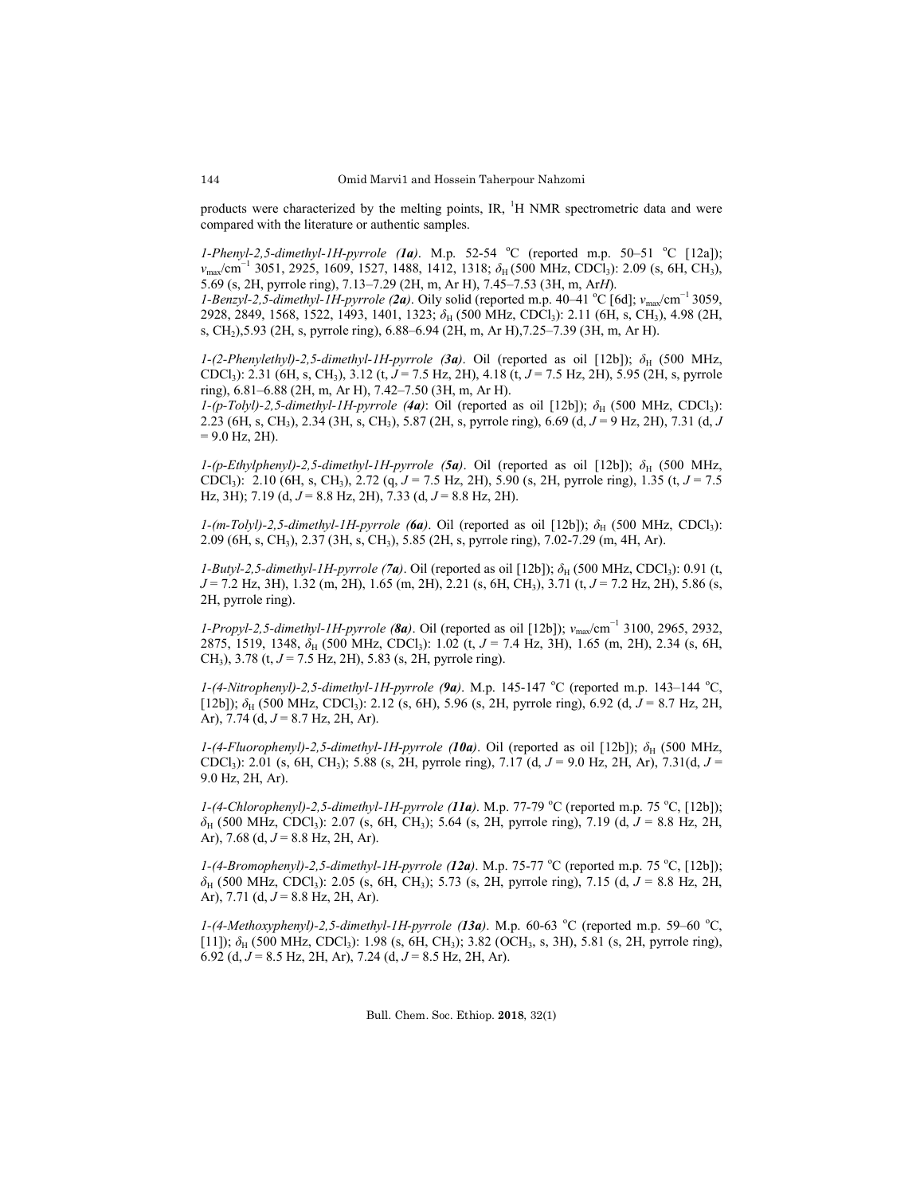products were characterized by the melting points, IR, $^1$H NMR spectrometric data and were compared with the literature or authentic samples.

*1-Phenyl-2,5-dimethyl-1H-pyrrole (**1a**)*. M.p. 52-54 °C (reported m.p. 50–51 °C [12a]); $v_{max}$/cm$^{-1}$ 3051, 2925, 1609, 1527, 1488, 1412, 1318; $\delta_H$ (500 MHz, $CDCl_3$): 2.09 (s, 6H, $CH_3$), 5.69 (s, 2H, pyrrole ring), 7.13–7.29 (2H, m, Ar H), 7.45–7.53 (3H, m, Ar*H*).

*1-Benzyl-2,5-dimethyl-1H-pyrrole (**2a**)*. Oily solid (reported m.p. 40–41 °C [6d]; $v_{max}$/cm$^{-1}$ 3059, 2928, 2849, 1568, 1522, 1493, 1401, 1323; $\delta_H$ (500 MHz, $CDCl_3$): 2.11 (6H, s, $CH_3$), 4.98 (2H, s, $CH_2$),5.93 (2H, s, pyrrole ring), 6.88–6.94 (2H, m, Ar H),7.25–7.39 (3H, m, Ar H).

*1-(2-Phenylethyl)-2,5-dimethyl-1H-pyrrole (**3a**)*. Oil (reported as oil [12b]); $\delta_H$ (500 MHz, $CDCl_3$): 2.31 (6H, s, $CH_3$), 3.12 (t, $J$ = 7.5 Hz, 2H), 4.18 (t, $J$ = 7.5 Hz, 2H), 5.95 (2H, s, pyrrole ring), 6.81–6.88 (2H, m, Ar H), 7.42–7.50 (3H, m, Ar H).

*1-(p-Tolyl)-2,5-dimethyl-1H-pyrrole (**4a**)*: Oil (reported as oil [12b]); $\delta_H$ (500 MHz, $CDCl_3$): 2.23 (6H, s, $CH_3$), 2.34 (3H, s, $CH_3$), 5.87 (2H, s, pyrrole ring), 6.69 (d, $J$ = 9 Hz, 2H), 7.31 (d, $J$ = 9.0 Hz, 2H).

*1-(p-Ethylphenyl)-2,5-dimethyl-1H-pyrrole (**5a**)*. Oil (reported as oil [12b]); $\delta_H$ (500 MHz, $CDCl_3$): 2.10 (6H, s, $CH_3$), 2.72 (q, $J$ = 7.5 Hz, 2H), 5.90 (s, 2H, pyrrole ring), 1.35 (t, $J$ = 7.5 Hz, 3H); 7.19 (d, $J$ = 8.8 Hz, 2H), 7.33 (d, $J$ = 8.8 Hz, 2H).

*1-(m-Tolyl)-2,5-dimethyl-1H-pyrrole (**6a**)*. Oil (reported as oil [12b]); $\delta_H$ (500 MHz, $CDCl_3$): 2.09 (6H, s, $CH_3$), 2.37 (3H, s, $CH_3$), 5.85 (2H, s, pyrrole ring), 7.02-7.29 (m, 4H, Ar).

*1-Butyl-2,5-dimethyl-1H-pyrrole (**7a**)*. Oil (reported as oil [12b]); $\delta_H$ (500 MHz, $CDCl_3$): 0.91 (t, $J$ = 7.2 Hz, 3H), 1.32 (m, 2H), 1.65 (m, 2H), 2.21 (s, 6H, $CH_3$), 3.71 (t, $J$ = 7.2 Hz, 2H), 5.86 (s, 2H, pyrrole ring).

*1-Propyl-2,5-dimethyl-1H-pyrrole (**8a**)*. Oil (reported as oil [12b]); $v_{max}$/cm$^{-1}$ 3100, 2965, 2932, 2875, 1519, 1348, $\delta_H$ (500 MHz, $CDCl_3$): 1.02 (t, $J$ = 7.4 Hz, 3H), 1.65 (m, 2H), 2.34 (s, 6H, $CH_3$), 3.78 (t, $J$ = 7.5 Hz, 2H), 5.83 (s, 2H, pyrrole ring).

*1-(4-Nitrophenyl)-2,5-dimethyl-1H-pyrrole (**9a**)*. M.p. 145-147 °C (reported m.p. 143–144 °C, [12b]); $\delta_H$ (500 MHz, $CDCl_3$): 2.12 (s, 6H), 5.96 (s, 2H, pyrrole ring), 6.92 (d, $J$ = 8.7 Hz, 2H, Ar), 7.74 (d, $J$ = 8.7 Hz, 2H, Ar).

*1-(4-Fluorophenyl)-2,5-dimethyl-1H-pyrrole (**10a**)*. Oil (reported as oil [12b]); $\delta_H$ (500 MHz, $CDCl_3$): 2.01 (s, 6H, $CH_3$); 5.88 (s, 2H, pyrrole ring), 7.17 (d, $J$ = 9.0 Hz, 2H, Ar), 7.31(d, $J$ = 9.0 Hz, 2H, Ar).

*1-(4-Chlorophenyl)-2,5-dimethyl-1H-pyrrole (**11a**)*. M.p. 77-79 °C (reported m.p. 75 °C, [12b]); $\delta_H$ (500 MHz, $CDCl_3$): 2.07 (s, 6H, $CH_3$); 5.64 (s, 2H, pyrrole ring), 7.19 (d, $J$ = 8.8 Hz, 2H, Ar), 7.68 (d, $J$ = 8.8 Hz, 2H, Ar).

*1-(4-Bromophenyl)-2,5-dimethyl-1H-pyrrole (**12a**)*. M.p. 75-77 °C (reported m.p. 75 °C, [12b]); $\delta_H$ (500 MHz, $CDCl_3$): 2.05 (s, 6H, $CH_3$); 5.73 (s, 2H, pyrrole ring), 7.15 (d, $J$ = 8.8 Hz, 2H, Ar), 7.71 (d, $J$ = 8.8 Hz, 2H, Ar).

*1-(4-Methoxyphenyl)-2,5-dimethyl-1H-pyrrole (**13a**)*. M.p. 60-63 °C (reported m.p. 59–60 °C, [11]); $\delta_H$ (500 MHz, $CDCl_3$): 1.98 (s, 6H, $CH_3$); 3.82 ($OCH_3$, s, 3H), 5.81 (s, 2H, pyrrole ring), 6.92 (d, $J$ = 8.5 Hz, 2H, Ar), 7.24 (d, $J$ = 8.5 Hz, 2H, Ar).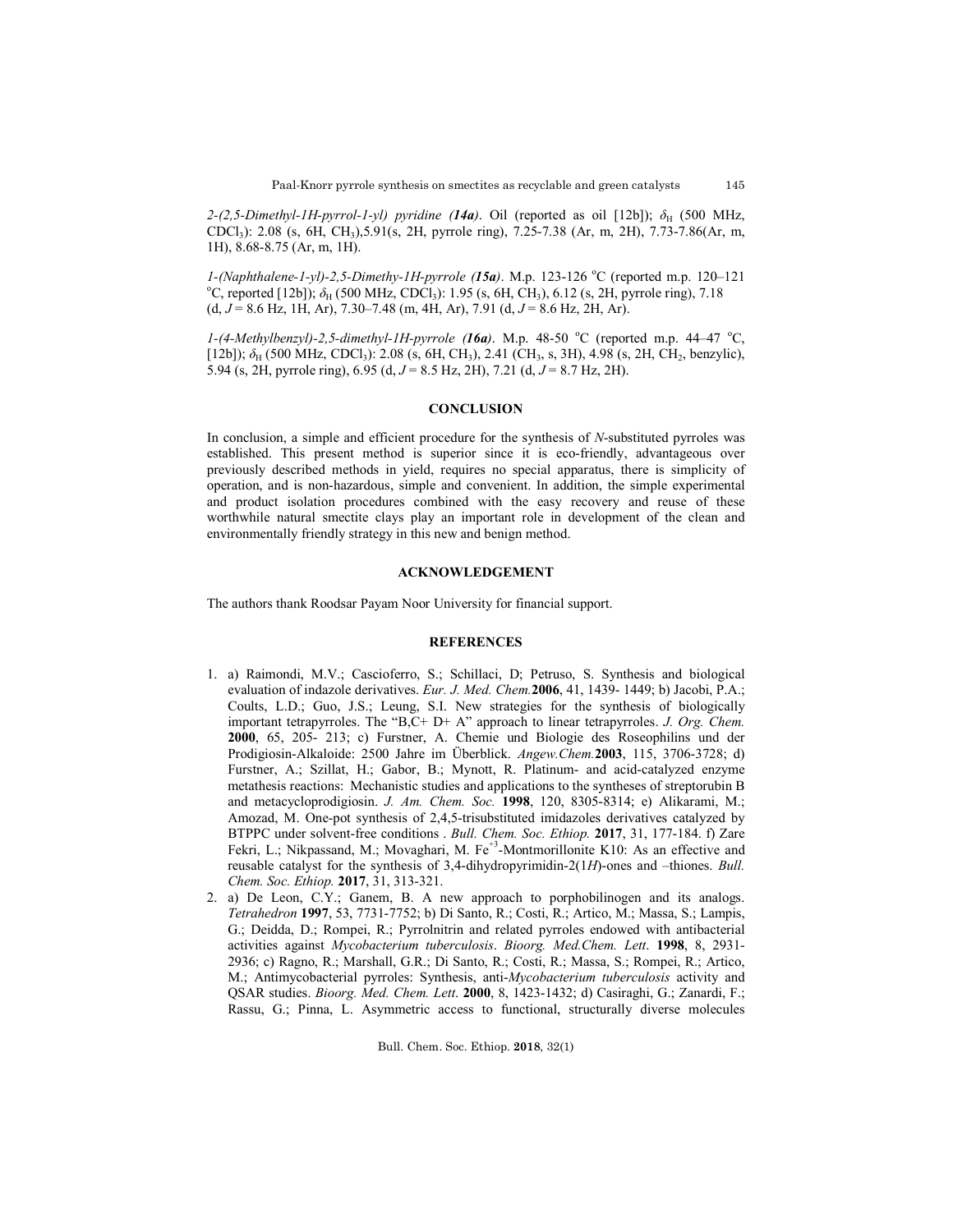*2-(2,5-Dimethyl-1H-pyrrol-1-yl) pyridine (**14a**)*. Oil (reported as oil [12b]); $\delta_H$ (500 MHz, $CDCl_3$): 2.08 (s, 6H, $CH_3$),5.91(s, 2H, pyrrole ring), 7.25-7.38 (Ar, m, 2H), 7.73-7.86(Ar, m, 1H), 8.68-8.75 (Ar, m, 1H).

*1-(Naphthalene-1-yl)-2,5-Dimethy-1H-pyrrole (**15a**)*. M.p. 123-126 °C (reported m.p. 120–121 °C, reported [12b]); $\delta_H$ (500 MHz, $CDCl_3$): 1.95 (s, 6H, $CH_3$), 6.12 (s, 2H, pyrrole ring), 7.18 (d, $J$ = 8.6 Hz, 1H, Ar), 7.30–7.48 (m, 4H, Ar), 7.91 (d, $J$ = 8.6 Hz, 2H, Ar).

*1-(4-Methylbenzyl)-2,5-dimethyl-1H-pyrrole (**16a**)*. M.p. 48-50 °C (reported m.p. 44–47 °C, [12b]); $\delta_H$ (500 MHz, $CDCl_3$): 2.08 (s, 6H, $CH_3$), 2.41 ($CH_3$, s, 3H), 4.98 (s, 2H, $CH_2$, benzylic), 5.94 (s, 2H, pyrrole ring), 6.95 (d, $J$ = 8.5 Hz, 2H), 7.21 (d, $J$ = 8.7 Hz, 2H).

## CONCLUSION

In conclusion, a simple and efficient procedure for the synthesis of *N*-substituted pyrroles was established. This present method is superior since it is eco-friendly, advantageous over previously described methods in yield, requires no special apparatus, there is simplicity of operation, and is non-hazardous, simple and convenient. In addition, the simple experimental and product isolation procedures combined with the easy recovery and reuse of these worthwhile natural smectite clays play an important role in development of the clean and environmentally friendly strategy in this new and benign method.

## ACKNOWLEDGEMENT

The authors thank Roodsar Payam Noor University for financial support.

## REFERENCES

1. a) Raimondi, M.V.; Cascioferro, S.; Schillaci, D; Petruso, S. Synthesis and biological evaluation of indazole derivatives. *Eur. J. Med. Chem.* **2006**, 41, 1439- 1449; b) Jacobi, P.A.; Coults, L.D.; Guo, J.S.; Leung, S.I. New strategies for the synthesis of biologically important tetrapyrroles. The "B,C+ D+ A" approach to linear tetrapyrroles. *J. Org. Chem.* **2000**, 65, 205- 213; c) Furstner, A. Chemie und Biologie des Roseophilins und der Prodigiosin-Alkaloide: 2500 Jahre im Überblick. *Angew.Chem.* **2003**, 115, 3706-3728; d) Furstner, A.; Szillat, H.; Gabor, B.; Mynott, R. Platinum- and acid-catalyzed enzyme metathesis reactions: Mechanistic studies and applications to the syntheses of streptorubin B and metacycloprodigiosin. *J. Am. Chem. Soc.* **1998**, 120, 8305-8314; e) Alikarami, M.; Amozad, M. One-pot synthesis of 2,4,5-trisubstituted imidazoles derivatives catalyzed by BTPPC under solvent-free conditions . *Bull. Chem. Soc. Ethiop.* **2017**, 31, 177-184. f) Zare Fekri, L.; Nikpassand, M.; Movaghari, M. $Fe^{+3}$-Montmorillonite K10: As an effective and reusable catalyst for the synthesis of 3,4-dihydropyrimidin-2(1*H*)-ones and –thiones. *Bull. Chem. Soc. Ethiop.* **2017**, 31, 313-321.
2. a) De Leon, C.Y.; Ganem, B. A new approach to porphobilinogen and its analogs. *Tetrahedron* **1997**, 53, 7731-7752; b) Di Santo, R.; Costi, R.; Artico, M.; Massa, S.; Lampis, G.; Deidda, D.; Rompei, R.; Pyrrolnitrin and related pyrroles endowed with antibacterial activities against *Mycobacterium tuberculosis*. *Bioorg. Med.Chem. Lett*. **1998**, 8, 2931-2936; c) Ragno, R.; Marshall, G.R.; Di Santo, R.; Costi, R.; Massa, S.; Rompei, R.; Artico, M.; Antimycobacterial pyrroles: Synthesis, anti-*Mycobacterium tuberculosis* activity and QSAR studies. *Bioorg. Med. Chem. Lett*. **2000**, 8, 1423-1432; d) Casiraghi, G.; Zanardi, F.; Rassu, G.; Pinna, L. Asymmetric access to functional, structurally diverse molecules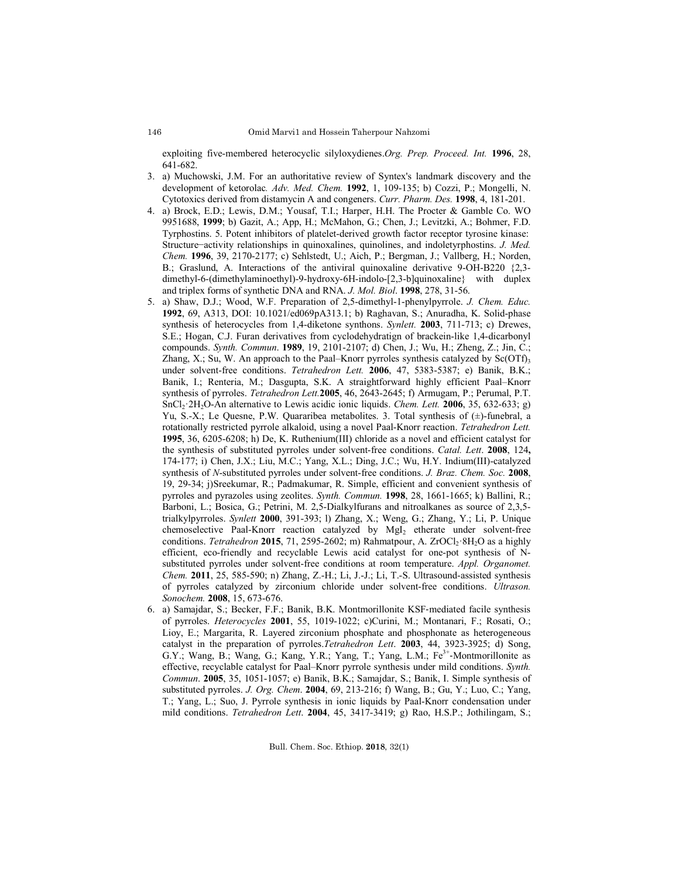exploiting five-membered heterocyclic silyloxydienes.*Org. Prep. Proceed. Int.* **1996**, 28, 641-682.

3. a) Muchowski, J.M. For an authoritative review of Syntex's landmark discovery and the development of ketorolac*. Adv. Med. Chem.* **1992**, 1, 109-135; b) Cozzi, P.; Mongelli, N. Cytotoxics derived from distamycin A and congeners. *Curr. Pharm. Des.* **1998**, 4, 181-201.
4. a) Brock, E.D.; Lewis, D.M.; Yousaf, T.I.; Harper, H.H. The Procter & Gamble Co. WO 9951688, **1999**; b) Gazit, A.; App, H.; McMahon, G.; Chen, J.; Levitzki, A.; Bohmer, F.D. Tyrphostins. 5. Potent inhibitors of platelet-derived growth factor receptor tyrosine kinase: Structure−activity relationships in quinoxalines, quinolines, and indoletyrphostins. *J. Med. Chem.* **1996**, 39, 2170-2177; c) Sehlstedt, U.; Aich, P.; Bergman, J.; Vallberg, H.; Norden, B.; Graslund, A. Interactions of the antiviral quinoxaline derivative 9-OH-B220 {2,3-dimethyl-6-(dimethylaminoethyl)-9-hydroxy-6H-indolo-[2,3-b]quinoxaline} with duplex and triplex forms of synthetic DNA and RNA. *J. Mol. Biol*. **1998**, 278, 31-56.
5. a) Shaw, D.J.; Wood, W.F. Preparation of 2,5-dimethyl-1-phenylpyrrole. *J. Chem. Educ.* **1992**, 69, A313, DOI: 10.1021/ed069pA313.1; b) Raghavan, S.; Anuradha, K. Solid-phase synthesis of heterocycles from 1,4-diketone synthons. *Synlett.* **2003**, 711-713; c) Drewes, S.E.; Hogan, C.J. Furan derivatives from cyclodehydratign of brackein-like 1,4-dicarbonyl compounds. *Synth. Commun*. **1989**, 19, 2101-2107; d) Chen, J.; Wu, H.; Zheng, Z.; Jin, C.; Zhang, X.; Su, W. An approach to the Paal–Knorr pyrroles synthesis catalyzed by $Sc(OTf)_3$ under solvent-free conditions. *Tetrahedron Lett.* **2006**, 47, 5383-5387; e) Banik, B.K.; Banik, I.; Renteria, M.; Dasgupta, S.K. A straightforward highly efficient Paal–Knorr synthesis of pyrroles. *Tetrahedron Lett.***2005**, 46, 2643-2645; f) Armugam, P.; Perumal, P.T. $SnCl_2 \cdot 2H_2O$-An alternative to Lewis acidic ionic liquids. *Chem. Lett.* **2006**, 35, 632-633; g) Yu, S.-X.; Le Quesne, P.W. Quararibea metabolites. 3. Total synthesis of (±)-funebral, a rotationally restricted pyrrole alkaloid, using a novel Paal-Knorr reaction. *Tetrahedron Lett.* **1995**, 36, 6205-6208; h) De, K. Ruthenium(III) chloride as a novel and efficient catalyst for the synthesis of substituted pyrroles under solvent-free conditions. *Catal. Lett*. **2008**, 124**,** 174-177; i) Chen, J.X.; Liu, M.C.; Yang, X.L.; Ding, J.C.; Wu, H.Y. Indium(III)-catalyzed synthesis of *N*-substituted pyrroles under solvent-free conditions. *J. Braz. Chem. Soc.* **2008**, 19, 29-34; j)Sreekumar, R.; Padmakumar, R. Simple, efficient and convenient synthesis of pyrroles and pyrazoles using zeolites. *Synth. Commun.* **1998**, 28, 1661-1665; k) Ballini, R.; Barboni, L.; Bosica, G.; Petrini, M. 2,5-Dialkylfurans and nitroalkanes as source of 2,3,5-trialkylpyrroles. *Synlett* **2000**, 391-393; l) Zhang, X.; Weng, G.; Zhang, Y.; Li, P. Unique chemoselective Paal-Knorr reaction catalyzed by $MgI_2$ etherate under solvent-free conditions. *Tetrahedron* **2015**, 71, 2595-2602; m) Rahmatpour, A. $ZrOCl_2 \cdot 8H_2O$ as a highly efficient, eco-friendly and recyclable Lewis acid catalyst for one-pot synthesis of N-substituted pyrroles under solvent-free conditions at room temperature. *Appl. Organomet. Chem.* **2011**, 25, 585-590; n) Zhang, Z.-H.; Li, J.-J.; Li, T.-S. Ultrasound-assisted synthesis of pyrroles catalyzed by zirconium chloride under solvent-free conditions. *Ultrason. Sonochem.* **2008**, 15, 673-676.
6. a) Samajdar, S.; Becker, F.F.; Banik, B.K. Montmorillonite KSF-mediated facile synthesis of pyrroles. *Heterocycles* **2001**, 55, 1019-1022; c)Curini, M.; Montanari, F.; Rosati, O.; Lioy, E.; Margarita, R. Layered zirconium phosphate and phosphonate as heterogeneous catalyst in the preparation of pyrroles.*Tetrahedron Lett*. **2003**, 44, 3923-3925; d) Song, G.Y.; Wang, B.; Wang, G.; Kang, Y.R.; Yang, T.; Yang, L.M.; $Fe^{3+}$-Montmorillonite as effective, recyclable catalyst for Paal–Knorr pyrrole synthesis under mild conditions. *Synth. Commun*. **2005**, 35, 1051-1057; e) Banik, B.K.; Samajdar, S.; Banik, I. Simple synthesis of substituted pyrroles. *J. Org. Chem*. **2004**, 69, 213-216; f) Wang, B.; Gu, Y.; Luo, C.; Yang, T.; Yang, L.; Suo, J. Pyrrole synthesis in ionic liquids by Paal-Knorr condensation under mild conditions. *Tetrahedron Lett*. **2004**, 45, 3417-3419; g) Rao, H.S.P.; Jothilingam, S.;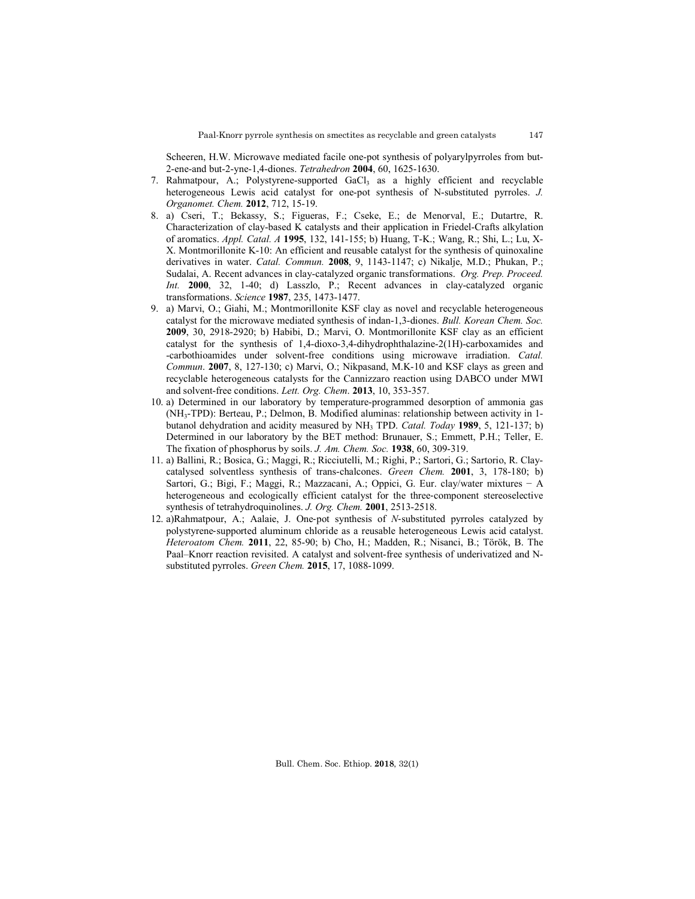Scheeren, H.W. Microwave mediated facile one-pot synthesis of polyarylpyrroles from but-2-ene-and but-2-yne-1,4-diones. *Tetrahedron* **2004**, 60, 1625-1630.

7. Rahmatpour, A.; Polystyrene-supported $GaCl_3$ as a highly efficient and recyclable heterogeneous Lewis acid catalyst for one-pot synthesis of N-substituted pyrroles. *J. Organomet. Chem.* **2012**, 712, 15-19.
8. a) Cseri, T.; Bekassy, S.; Figueras, F.; Cseke, E.; de Menorval, E.; Dutartre, R. Characterization of clay-based K catalysts and their application in Friedel-Crafts alkylation of aromatics. *Appl. Catal. A* **1995**, 132, 141-155; b) Huang, T-K.; Wang, R.; Shi, L.; Lu, X-X. Montmorillonite K-10: An efficient and reusable catalyst for the synthesis of quinoxaline derivatives in water. *Catal. Commun.* **2008**, 9, 1143-1147; c) Nikalje, M.D.; Phukan, P.; Sudalai, A. Recent advances in clay-catalyzed organic transformations. *Org. Prep. Proceed. Int.* **2000**, 32, 1-40; d) Lasszlo, P.; Recent advances in clay-catalyzed organic transformations. *Science* **1987**, 235, 1473-1477.
9. a) Marvi, O.; Giahi, M.; Montmorillonite KSF clay as novel and recyclable heterogeneous catalyst for the microwave mediated synthesis of indan-1,3-diones. *Bull. Korean Chem. Soc.* **2009**, 30, 2918-2920; b) Habibi, D.; Marvi, O. Montmorillonite KSF clay as an efficient catalyst for the synthesis of 1,4-dioxo-3,4-dihydrophthalazine-2(1H)-carboxamides and -carbothioamides under solvent-free conditions using microwave irradiation. *Catal. Commun*. **2007**, 8, 127-130; c) Marvi, O.; Nikpasand, M.K-10 and KSF clays as green and recyclable heterogeneous catalysts for the Cannizzaro reaction using DABCO under MWI and solvent-free conditions. *Lett. Org. Chem*. **2013**, 10, 353-357.
10. a) Determined in our laboratory by temperature-programmed desorption of ammonia gas ($NH_3$-TPD): Berteau, P.; Delmon, B. Modified aluminas: relationship between activity in 1-butanol dehydration and acidity measured by $NH_3$ TPD. *Catal. Today* **1989**, 5, 121-137; b) Determined in our laboratory by the BET method: Brunauer, S.; Emmett, P.H.; Teller, E. The fixation of phosphorus by soils. *J. Am. Chem. Soc.* **1938**, 60, 309-319.
11. a) Ballini, R.; Bosica, G.; Maggi, R.; Ricciutelli, M.; Righi, P.; Sartori, G.; Sartorio, R. Clay-catalysed solventless synthesis of trans-chalcones. *Green Chem.* **2001**, 3, 178-180; b) Sartori, G.; Bigi, F.; Maggi, R.; Mazzacani, A.; Oppici, G. Eur. clay/water mixtures − A heterogeneous and ecologically efficient catalyst for the three-component stereoselective synthesis of tetrahydroquinolines. *J. Org. Chem.* **2001**, 2513-2518.
12. a)Rahmatpour, A.; Aalaie, J. One-pot synthesis of *N*-substituted pyrroles catalyzed by polystyrene-supported aluminum chloride as a reusable heterogeneous Lewis acid catalyst. *Heteroatom Chem.* **2011**, 22, 85-90; b) Cho, H.; Madden, R.; Nisanci, B.; Török, B. The Paal–Knorr reaction revisited. A catalyst and solvent-free synthesis of underivatized and N-substituted pyrroles. *Green Chem.* **2015**, 17, 1088-1099.